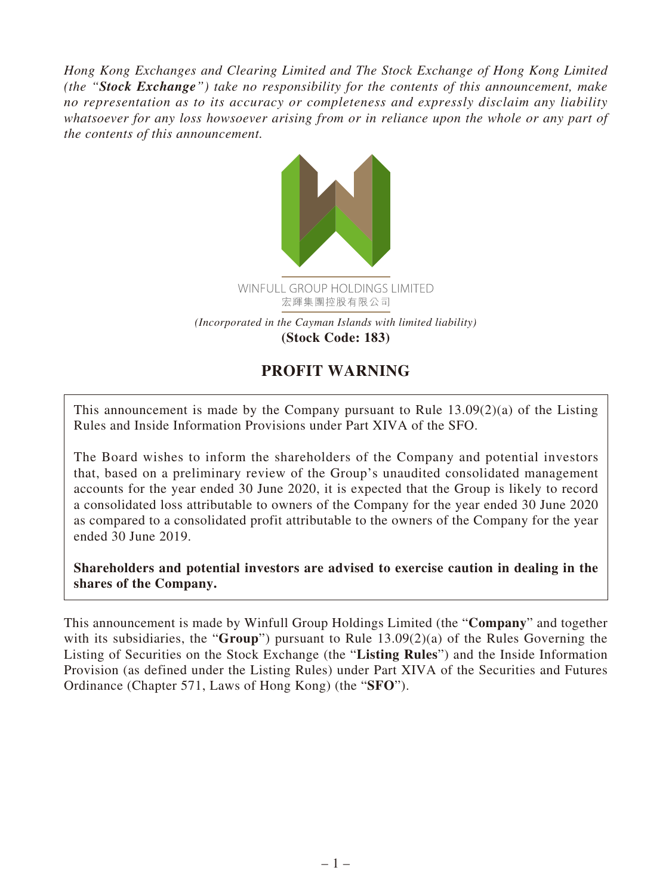*Hong Kong Exchanges and Clearing Limited and The Stock Exchange of Hong Kong Limited (the "**Stock Exchange**") take no responsibility for the contents of this announcement, make no representation as to its accuracy or completeness and expressly disclaim any liability whatsoever for any loss howsoever arising from or in reliance upon the whole or any part of the contents of this announcement.*

WINFULL GROUP HOLDINGS LIMITED
宏輝集團控股有限公司

*(Incorporated in the Cayman Islands with limited liability)*
**(Stock Code: 183)**

# PROFIT WARNING

This announcement is made by the Company pursuant to Rule 13.09(2)(a) of the Listing Rules and Inside Information Provisions under Part XIVA of the SFO.

The Board wishes to inform the shareholders of the Company and potential investors that, based on a preliminary review of the Group's unaudited consolidated management accounts for the year ended 30 June 2020, it is expected that the Group is likely to record a consolidated loss attributable to owners of the Company for the year ended 30 June 2020 as compared to a consolidated profit attributable to the owners of the Company for the year ended 30 June 2019.

**Shareholders and potential investors are advised to exercise caution in dealing in the shares of the Company.**

This announcement is made by Winfull Group Holdings Limited (the "**Company**" and together with its subsidiaries, the "**Group**") pursuant to Rule 13.09(2)(a) of the Rules Governing the Listing of Securities on the Stock Exchange (the "**Listing Rules**") and the Inside Information Provision (as defined under the Listing Rules) under Part XIVA of the Securities and Futures Ordinance (Chapter 571, Laws of Hong Kong) (the "**SFO**").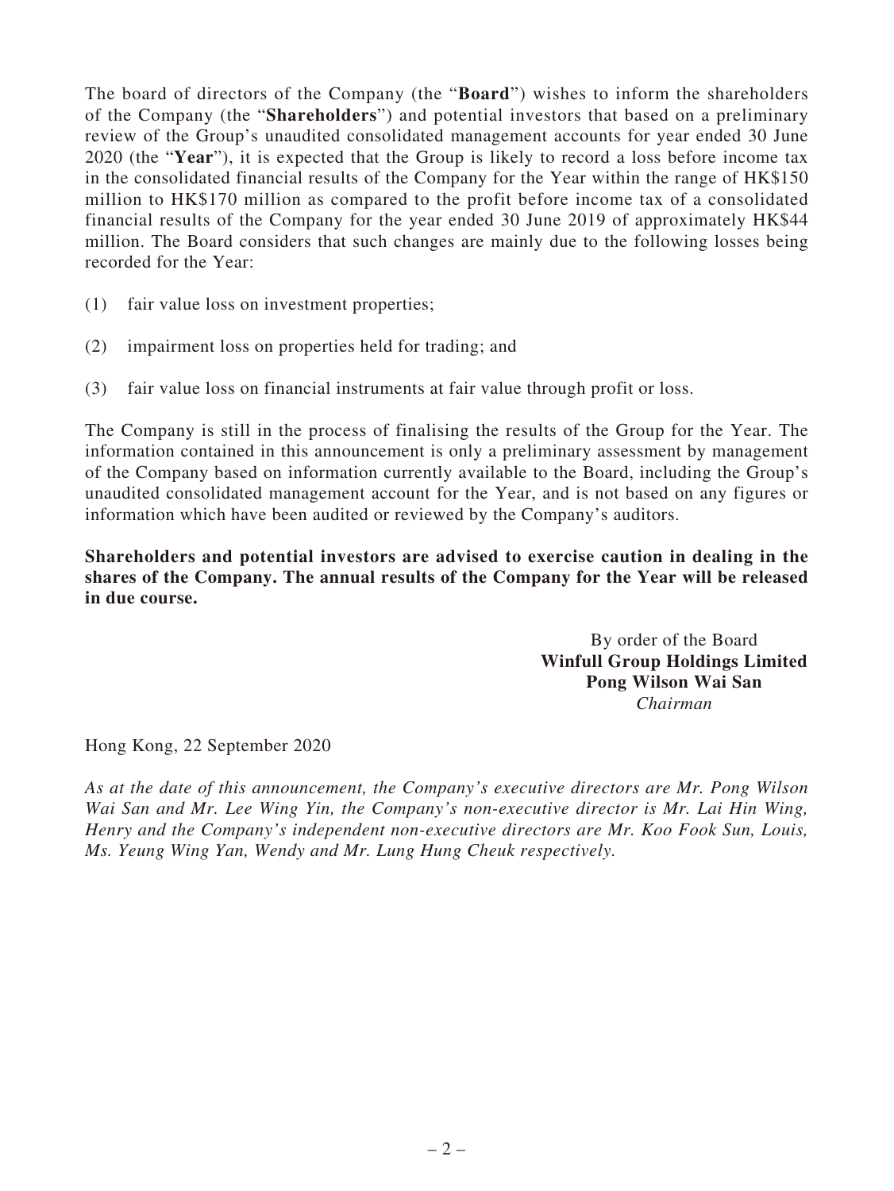The board of directors of the Company (the "**Board**") wishes to inform the shareholders of the Company (the "**Shareholders**") and potential investors that based on a preliminary review of the Group's unaudited consolidated management accounts for year ended 30 June 2020 (the "**Year**"), it is expected that the Group is likely to record a loss before income tax in the consolidated financial results of the Company for the Year within the range of HK$150 million to HK$170 million as compared to the profit before income tax of a consolidated financial results of the Company for the year ended 30 June 2019 of approximately HK$44 million. The Board considers that such changes are mainly due to the following losses being recorded for the Year:

(1) fair value loss on investment properties;

(2) impairment loss on properties held for trading; and

(3) fair value loss on financial instruments at fair value through profit or loss.

The Company is still in the process of finalising the results of the Group for the Year. The information contained in this announcement is only a preliminary assessment by management of the Company based on information currently available to the Board, including the Group's unaudited consolidated management account for the Year, and is not based on any figures or information which have been audited or reviewed by the Company's auditors.

**Shareholders and potential investors are advised to exercise caution in dealing in the shares of the Company. The annual results of the Company for the Year will be released in due course.**

By order of the Board
**Winfull Group Holdings Limited**
**Pong Wilson Wai San**
*Chairman*

Hong Kong, 22 September 2020

*As at the date of this announcement, the Company's executive directors are Mr. Pong Wilson Wai San and Mr. Lee Wing Yin, the Company's non-executive director is Mr. Lai Hin Wing, Henry and the Company's independent non-executive directors are Mr. Koo Fook Sun, Louis, Ms. Yeung Wing Yan, Wendy and Mr. Lung Hung Cheuk respectively.*